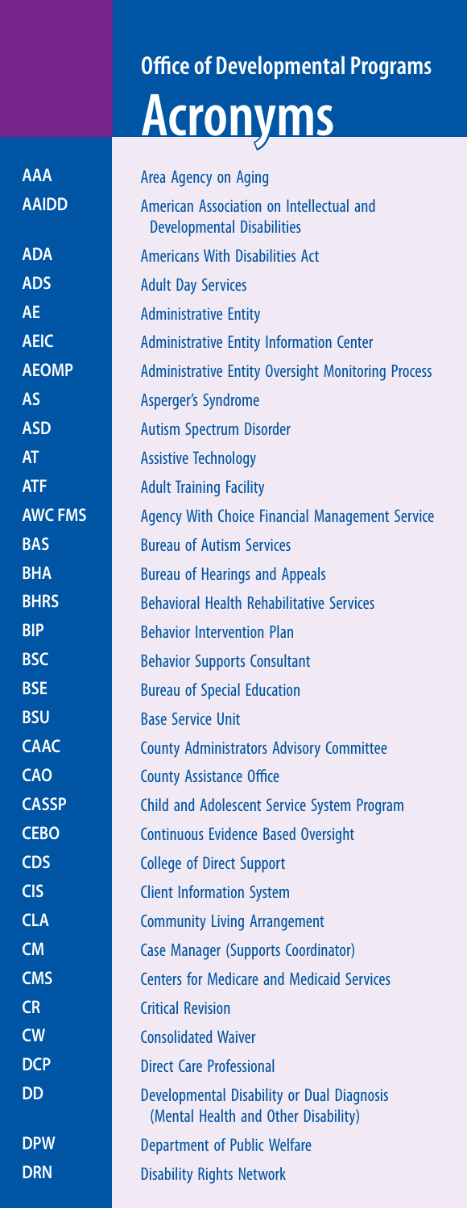# Office of Developmental Programs

## Acronyms

| | |
|---|---|
| **AAA** | Area Agency on Aging |
| **AAIDD** | American Association on Intellectual and Developmental Disabilities |
| **ADA** | Americans With Disabilities Act |
| **ADS** | Adult Day Services |
| **AE** | Administrative Entity |
| **AEIC** | Administrative Entity Information Center |
| **AEOMP** | Administrative Entity Oversight Monitoring Process |
| **AS** | Asperger's Syndrome |
| **ASD** | Autism Spectrum Disorder |
| **AT** | Assistive Technology |
| **ATF** | Adult Training Facility |
| **AWC FMS** | Agency With Choice Financial Management Service |
| **BAS** | Bureau of Autism Services |
| **BHA** | Bureau of Hearings and Appeals |
| **BHRS** | Behavioral Health Rehabilitative Services |
| **BIP** | Behavior Intervention Plan |
| **BSC** | Behavior Supports Consultant |
| **BSE** | Bureau of Special Education |
| **BSU** | Base Service Unit |
| **CAAC** | County Administrators Advisory Committee |
| **CAO** | County Assistance Office |
| **CASSP** | Child and Adolescent Service System Program |
| **CEBO** | Continuous Evidence Based Oversight |
| **CDS** | College of Direct Support |
| **CIS** | Client Information System |
| **CLA** | Community Living Arrangement |
| **CM** | Case Manager (Supports Coordinator) |
| **CMS** | Centers for Medicare and Medicaid Services |
| **CR** | Critical Revision |
| **CW** | Consolidated Waiver |
| **DCP** | Direct Care Professional |
| **DD** | Developmental Disability or Dual Diagnosis (Mental Health and Other Disability) |
| **DPW** | Department of Public Welfare |
| **DRN** | Disability Rights Network |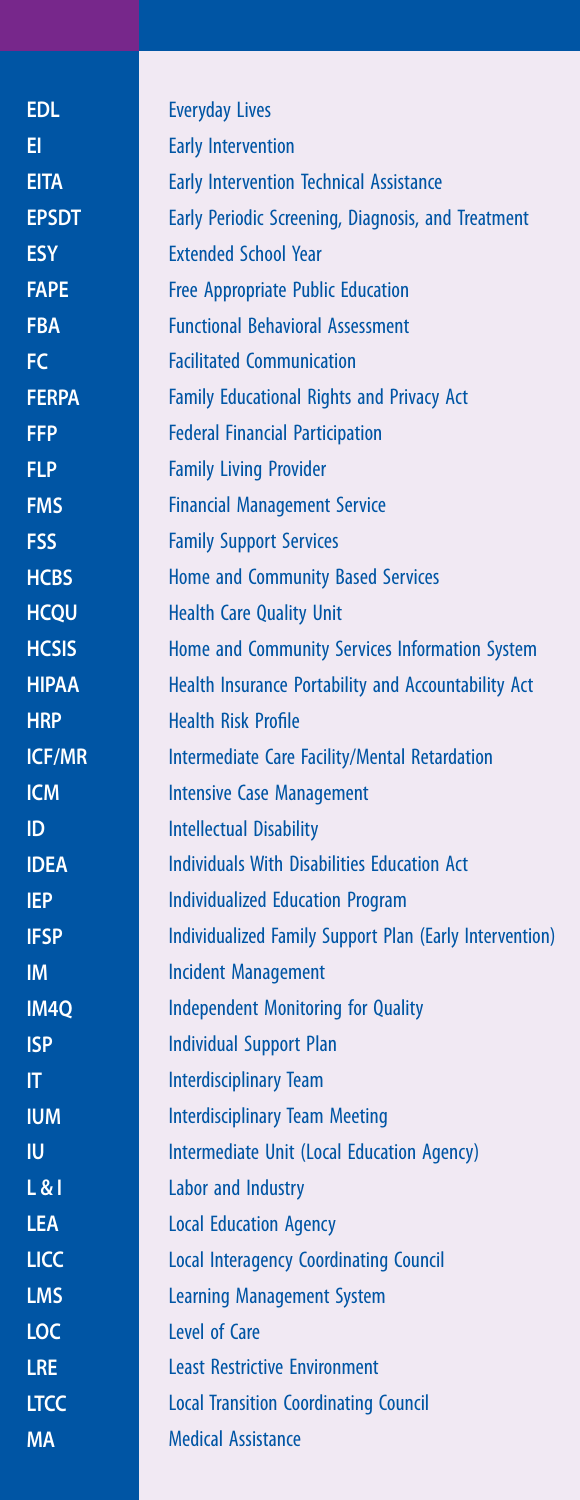| | |
|---|---|
| EDL | Everyday Lives |
| EI | Early Intervention |
| EITA | Early Intervention Technical Assistance |
| EPSDT | Early Periodic Screening, Diagnosis, and Treatment |
| ESY | Extended School Year |
| FAPE | Free Appropriate Public Education |
| FBA | Functional Behavioral Assessment |
| FC | Facilitated Communication |
| FERPA | Family Educational Rights and Privacy Act |
| FFP | Federal Financial Participation |
| FLP | Family Living Provider |
| FMS | Financial Management Service |
| FSS | Family Support Services |
| HCBS | Home and Community Based Services |
| HCQU | Health Care Quality Unit |
| HCSIS | Home and Community Services Information System |
| HIPAA | Health Insurance Portability and Accountability Act |
| HRP | Health Risk Profile |
| ICF/MR | Intermediate Care Facility/Mental Retardation |
| ICM | Intensive Case Management |
| ID | Intellectual Disability |
| IDEA | Individuals With Disabilities Education Act |
| IEP | Individualized Education Program |
| IFSP | Individualized Family Support Plan (Early Intervention) |
| IM | Incident Management |
| IM4Q | Independent Monitoring for Quality |
| ISP | Individual Support Plan |
| IT | Interdisciplinary Team |
| IUM | Interdisciplinary Team Meeting |
| IU | Intermediate Unit (Local Education Agency) |
| L & I | Labor and Industry |
| LEA | Local Education Agency |
| LICC | Local Interagency Coordinating Council |
| LMS | Learning Management System |
| LOC | Level of Care |
| LRE | Least Restrictive Environment |
| LTCC | Local Transition Coordinating Council |
| MA | Medical Assistance |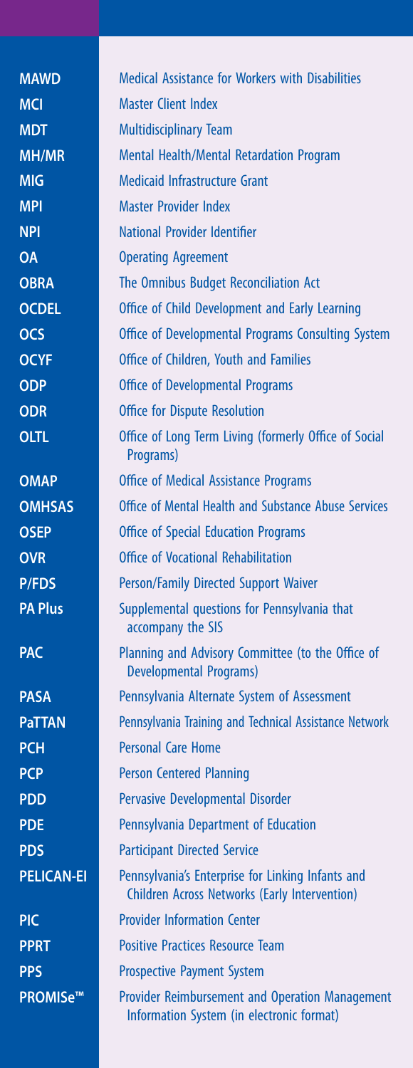| | |
|---|---|
| **MAWD** | Medical Assistance for Workers with Disabilities |
| **MCI** | Master Client Index |
| **MDT** | Multidisciplinary Team |
| **MH/MR** | Mental Health/Mental Retardation Program |
| **MIG** | Medicaid Infrastructure Grant |
| **MPI** | Master Provider Index |
| **NPI** | National Provider Identifier |
| **OA** | Operating Agreement |
| **OBRA** | The Omnibus Budget Reconciliation Act |
| **OCDEL** | Office of Child Development and Early Learning |
| **OCS** | Office of Developmental Programs Consulting System |
| **OCYF** | Office of Children, Youth and Families |
| **ODP** | Office of Developmental Programs |
| **ODR** | Office for Dispute Resolution |
| **OLTL** | Office of Long Term Living (formerly Office of Social Programs) |
| **OMAP** | Office of Medical Assistance Programs |
| **OMHSAS** | Office of Mental Health and Substance Abuse Services |
| **OSEP** | Office of Special Education Programs |
| **OVR** | Office of Vocational Rehabilitation |
| **P/FDS** | Person/Family Directed Support Waiver |
| **PA Plus** | Supplemental questions for Pennsylvania that accompany the SIS |
| **PAC** | Planning and Advisory Committee (to the Office of Developmental Programs) |
| **PASA** | Pennsylvania Alternate System of Assessment |
| **PaTTAN** | Pennsylvania Training and Technical Assistance Network |
| **PCH** | Personal Care Home |
| **PCP** | Person Centered Planning |
| **PDD** | Pervasive Developmental Disorder |
| **PDE** | Pennsylvania Department of Education |
| **PDS** | Participant Directed Service |
| **PELICAN-EI** | Pennsylvania's Enterprise for Linking Infants and Children Across Networks (Early Intervention) |
| **PIC** | Provider Information Center |
| **PPRT** | Positive Practices Resource Team |
| **PPS** | Prospective Payment System |
| **PROMISe™** | Provider Reimbursement and Operation Management Information System (in electronic format) |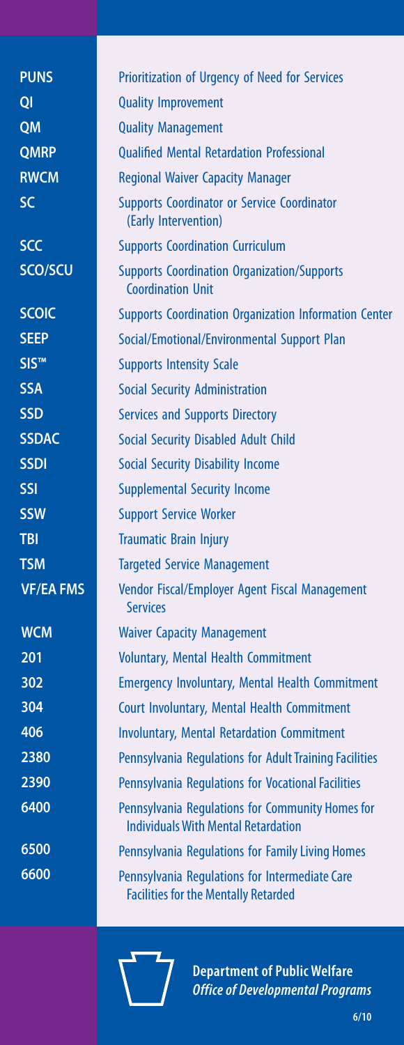| | |
|---|---|
| **PUNS** | Prioritization of Urgency of Need for Services |
| **QI** | Quality Improvement |
| **QM** | Quality Management |
| **QMRP** | Qualified Mental Retardation Professional |
| **RWCM** | Regional Waiver Capacity Manager |
| **SC** | Supports Coordinator or Service Coordinator (Early Intervention) |
| **SCC** | Supports Coordination Curriculum |
| **SCO/SCU** | Supports Coordination Organization/Supports Coordination Unit |
| **SCOIC** | Supports Coordination Organization Information Center |
| **SEEP** | Social/Emotional/Environmental Support Plan |
| **SIS™** | Supports Intensity Scale |
| **SSA** | Social Security Administration |
| **SSD** | Services and Supports Directory |
| **SSDAC** | Social Security Disabled Adult Child |
| **SSDI** | Social Security Disability Income |
| **SSI** | Supplemental Security Income |
| **SSW** | Support Service Worker |
| **TBI** | Traumatic Brain Injury |
| **TSM** | Targeted Service Management |
| **VF/EA FMS** | Vendor Fiscal/Employer Agent Fiscal Management Services |
| **WCM** | Waiver Capacity Management |
| **201** | Voluntary, Mental Health Commitment |
| **302** | Emergency Involuntary, Mental Health Commitment |
| **304** | Court Involuntary, Mental Health Commitment |
| **406** | Involuntary, Mental Retardation Commitment |
| **2380** | Pennsylvania Regulations for Adult Training Facilities |
| **2390** | Pennsylvania Regulations for Vocational Facilities |
| **6400** | Pennsylvania Regulations for Community Homes for Individuals With Mental Retardation |
| **6500** | Pennsylvania Regulations for Family Living Homes |
| **6600** | Pennsylvania Regulations for Intermediate Care Facilities for the Mentally Retarded |

**Department of Public Welfare**
***Office of Developmental Programs***

6/10